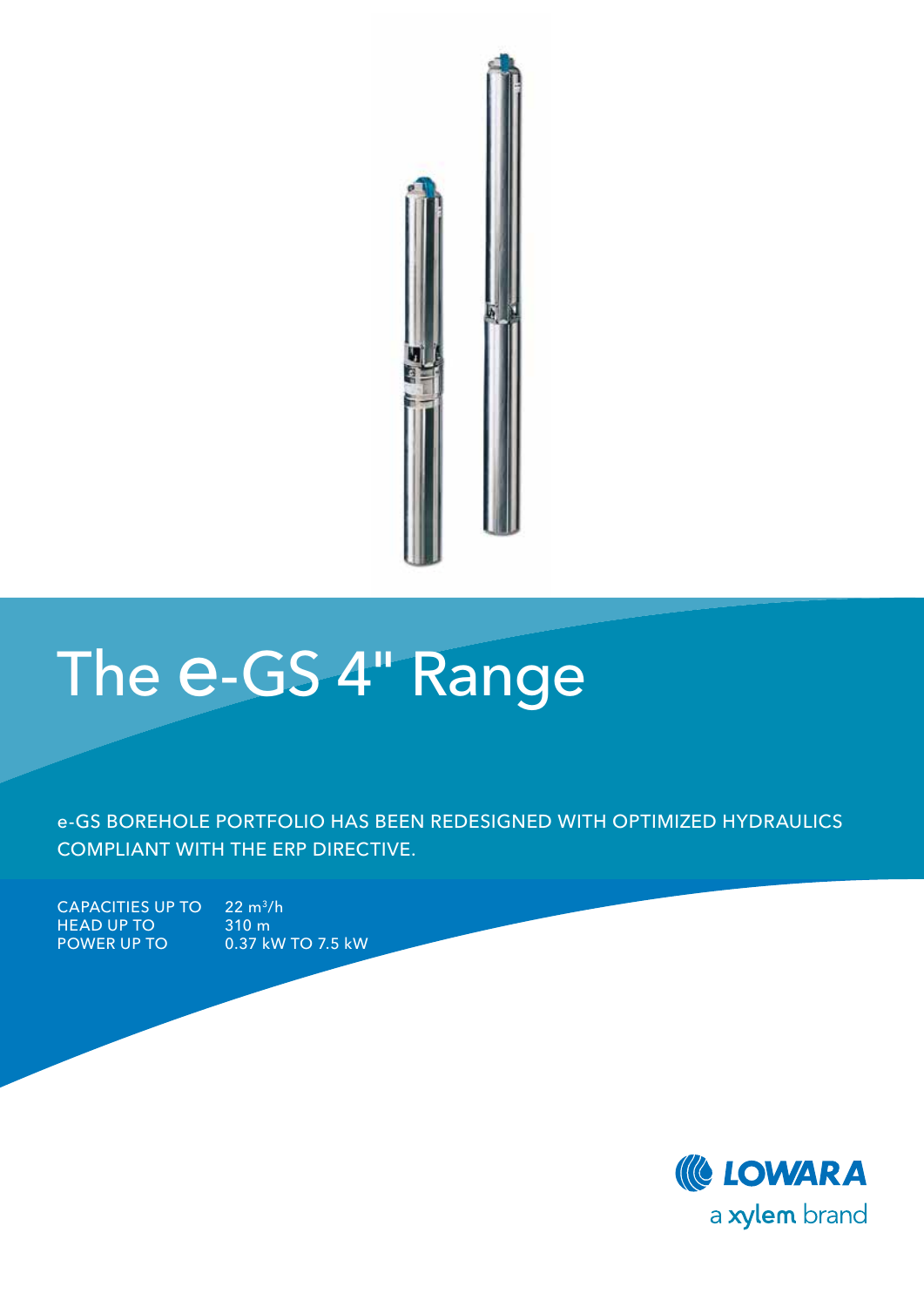# The e-GS 4" Range

e-GS BOREHOLE PORTFOLIO HAS BEEN REDESIGNED WITH OPTIMIZED HYDRAULICS COMPLIANT WITH THE ERP DIRECTIVE.

| | |
|---|---|
| CAPACITIES UP TO | 22 $m^3/h$ |
| HEAD UP TO | 310 m |
| POWER UP TO | 0.37 kW TO 7.5 kW |

LOWARA

a xylem brand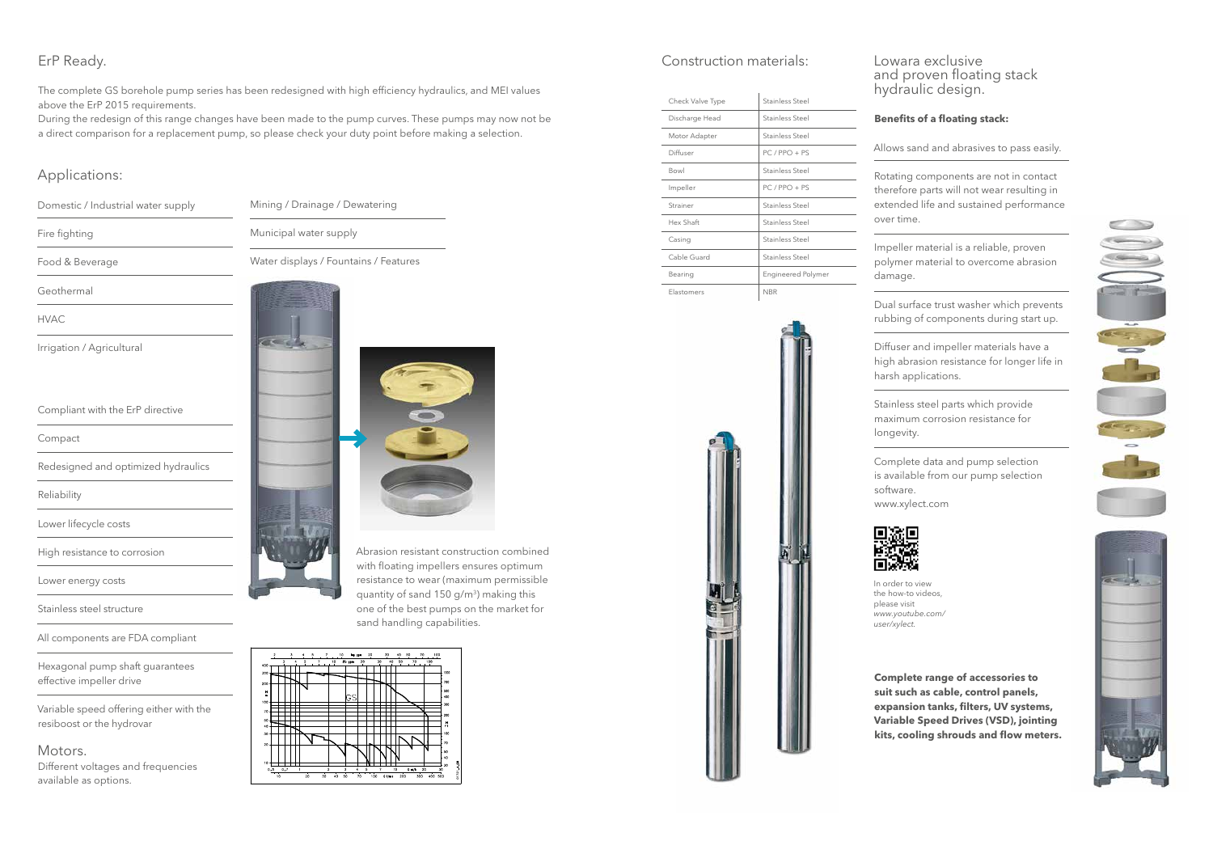## ErP Ready.

The complete GS borehole pump series has been redesigned with high efficiency hydraulics, and MEI values above the ErP 2015 requirements.
During the redesign of this range changes have been made to the pump curves. These pumps may now not be a direct comparison for a replacement pump, so please check your duty point before making a selection.

## Applications:

- Domestic / Industrial water supply
- Fire fighting
- Food & Beverage
- Geothermal
- HVAC
- Irrigation / Agricultural
- Mining / Drainage / Dewatering
- Municipal water supply
- Water displays / Fountains / Features

---

- Compliant with the ErP directive
- Compact
- Redesigned and optimized hydraulics
- Reliability
- Lower lifecycle costs
- High resistance to corrosion
- Lower energy costs
- Stainless steel structure
- All components are FDA compliant
- Hexagonal pump shaft guarantees effective impeller drive
- Variable speed offering either with the resiboost or the hydrovar

## Motors.

Different voltages and frequencies available as options.

Abrasion resistant construction combined with floating impellers ensures optimum resistance to wear (maximum permissible quantity of sand 150 g/m$^3$) making this one of the best pumps on the market for sand handling capabilities.

## Construction materials:

| Component | Material |
|---|---|
| Check Valve Type | Stainless Steel |
| Discharge Head | Stainless Steel |
| Motor Adapter | Stainless Steel |
| Diffuser | PC / PPO + PS |
| Bowl | Stainless Steel |
| Impeller | PC / PPO + PS |
| Strainer | Stainless Steel |
| Hex Shaft | Stainless Steel |
| Casing | Stainless Steel |
| Cable Guard | Stainless Steel |
| Bearing | Engineered Polymer |
| Elastomers | NBR |

## Lowara exclusive and proven floating stack hydraulic design.

**Benefits of a floating stack:**

Allows sand and abrasives to pass easily.

Rotating components are not in contact therefore parts will not wear resulting in extended life and sustained performance over time.

Impeller material is a reliable, proven polymer material to overcome abrasion damage.

Dual surface trust washer which prevents rubbing of components during start up.

Diffuser and impeller materials have a high abrasion resistance for longer life in harsh applications.

Stainless steel parts which provide maximum corrosion resistance for longevity.

Complete data and pump selection is available from our pump selection software.
www.xylect.com

In order to view the how-to videos, please visit *www.youtube.com/user/xylect*.

**Complete range of accessories to suit such as cable, control panels, expansion tanks, filters, UV systems, Variable Speed Drives (VSD), jointing kits, cooling shrouds and flow meters.**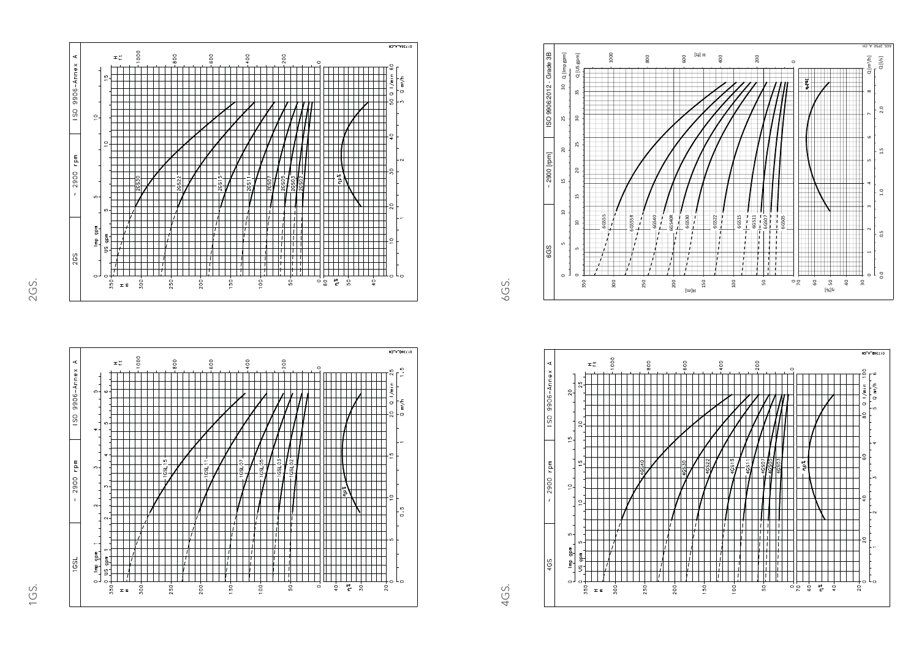2GS.

2GS | ~ 2900 rpm | ISO 9906-Annex A

2GS30, 2GS22, 2GS15, 2GS11, 2GS07, 2GS05, 2GS03, 2GS02

ηp%

6GS.

6GS | ~ 2900 [rpm] | ISO 9906:2012 - Grade 3B

6GS55, 6GS55R, 6GS40, 6GS40R, 6GS30, 6GS22, 6GS15, 6GS11, 6GS07, 6GS05

ηp%

1GS.

1GSL | ~ 2900 rpm | ISO 9906-Annex A

1GSL15, 1GSL11, 1GSL07, 1GSL05, 1GSL03, 1GSL02

ηp%

4GS.

4GS | ~ 2900 rpm | ISO 9906-Annex A

4GS40, 4GS30, 4GS22, 4GS15, 4GS11, 4GS07, 4GS05, 4GS03

ηp%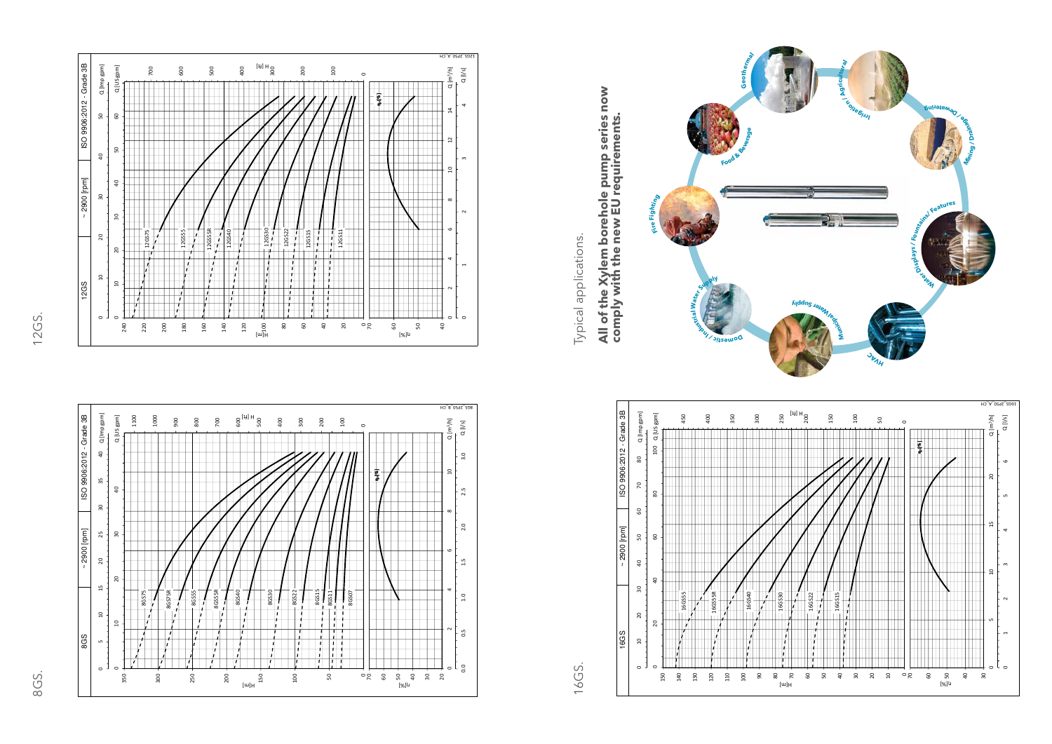## 12GS.

## 8GS.

## 16GS.

Typical applications.

**All of the Xylem borehole pump series now comply with the new EU requirements.**

Geothermal

Irrigation / Agricultural

Mining / Drainage / Dewatering

Water Displays / Fountains / Features

HVAC

Municipal Water Supply

Domestic / Industrial Water Supply

Fire Fighting

Food & Beverage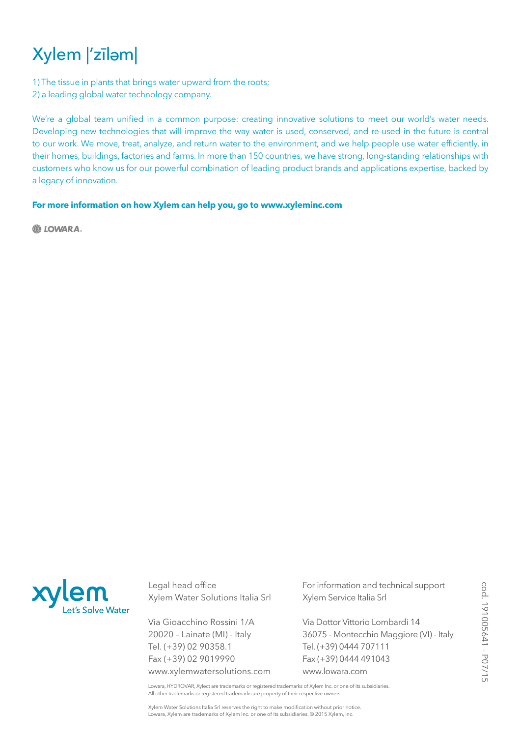# Xylem |ˈzīləm|

1) The tissue in plants that brings water upward from the roots;
2) a leading global water technology company.

We're a global team unified in a common purpose: creating innovative solutions to meet our world's water needs. Developing new technologies that will improve the way water is used, conserved, and re-used in the future is central to our work. We move, treat, analyze, and return water to the environment, and we help people use water efficiently, in their homes, buildings, factories and farms. In more than 150 countries, we have strong, long-standing relationships with customers who know us for our powerful combination of leading product brands and applications expertise, backed by a legacy of innovation.

**For more information on how Xylem can help you, go to www.xyleminc.com**

LOWARA.

xylem
Let's Solve Water

Legal head office
Xylem Water Solutions Italia Srl

Via Gioacchino Rossini 1/A
20020 – Lainate (MI) - Italy
Tel. (+39) 02 90358.1
Fax (+39) 02 9019990
www.xylemwatersolutions.com

For information and technical support
Xylem Service Italia Srl

Via Dottor Vittorio Lombardi 14
36075 - Montecchio Maggiore (VI) - Italy
Tel. (+39) 0444 707111
Fax (+39) 0444 491043
www.lowara.com

cod. 191005641 - P07/15

Lowara, HYDROVAR, Xylect are trademarks or registered trademarks of Xylem Inc. or one of its subsidiaries.
All other trademarks or registered trademarks are property of their respective owners.

Xylem Water Solutions Italia Srl reserves the right to make modification without prior notice.
Lowara, Xylem are trademarks of Xylem Inc. or one of its subsidiaries. © 2015 Xylem, Inc.